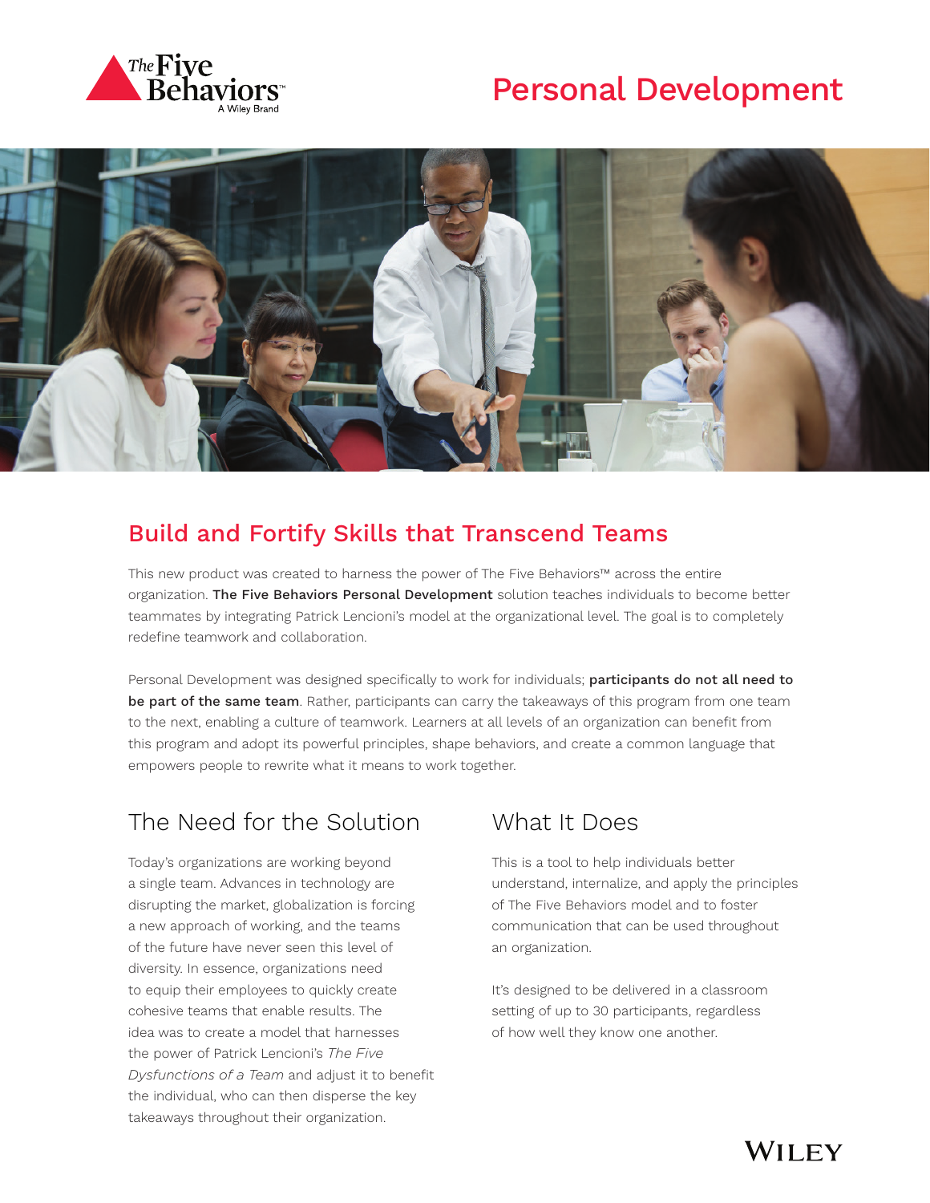# Personal Development

## Build and Fortify Skills that Transcend Teams

This new product was created to harness the power of The Five Behaviors™ across the entire organization. **The Five Behaviors Personal Development** solution teaches individuals to become better teammates by integrating Patrick Lencioni's model at the organizational level. The goal is to completely redefine teamwork and collaboration.

Personal Development was designed specifically to work for individuals; **participants do not all need to be part of the same team**. Rather, participants can carry the takeaways of this program from one team to the next, enabling a culture of teamwork. Learners at all levels of an organization can benefit from this program and adopt its powerful principles, shape behaviors, and create a common language that empowers people to rewrite what it means to work together.

## The Need for the Solution

Today's organizations are working beyond a single team. Advances in technology are disrupting the market, globalization is forcing a new approach of working, and the teams of the future have never seen this level of diversity. In essence, organizations need to equip their employees to quickly create cohesive teams that enable results. The idea was to create a model that harnesses the power of Patrick Lencioni's *The Five Dysfunctions of a Team* and adjust it to benefit the individual, who can then disperse the key takeaways throughout their organization.

## What It Does

This is a tool to help individuals better understand, internalize, and apply the principles of The Five Behaviors model and to foster communication that can be used throughout an organization.

It's designed to be delivered in a classroom setting of up to 30 participants, regardless of how well they know one another.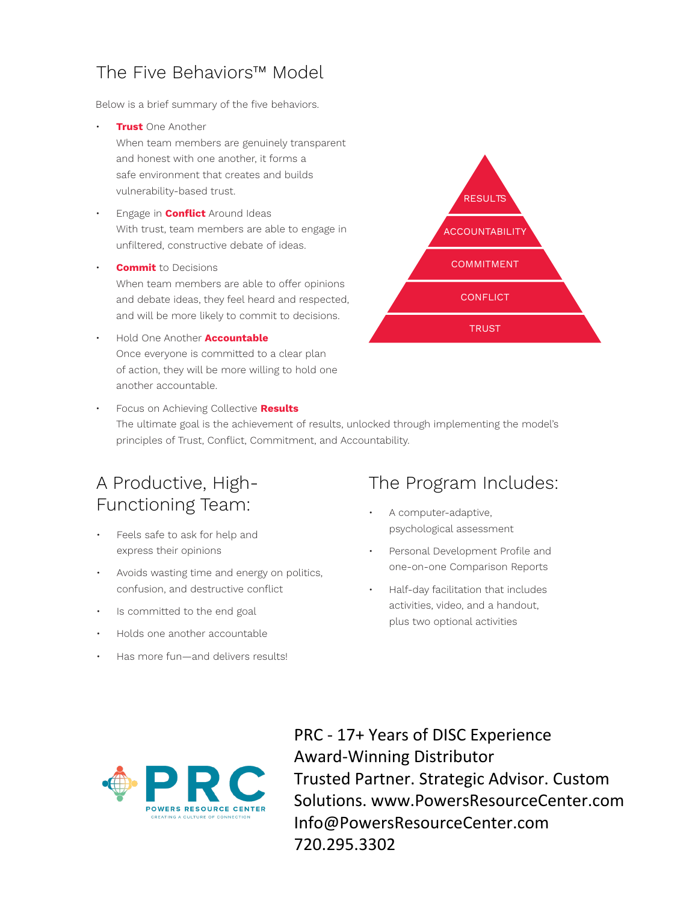## The Five Behaviors™ Model

Below is a brief summary of the five behaviors.

- **Trust** One Another
  When team members are genuinely transparent and honest with one another, it forms a safe environment that creates and builds vulnerability-based trust.
- Engage in **Conflict** Around Ideas
  With trust, team members are able to engage in unfiltered, constructive debate of ideas.
- **Commit** to Decisions
  When team members are able to offer opinions and debate ideas, they feel heard and respected, and will be more likely to commit to decisions.
- Hold One Another **Accountable**
  Once everyone is committed to a clear plan of action, they will be more willing to hold one another accountable.
- Focus on Achieving Collective **Results**
  The ultimate goal is the achievement of results, unlocked through implementing the model's principles of Trust, Conflict, Commitment, and Accountability.

RESULTS
ACCOUNTABILITY
COMMITMENT
CONFLICT
TRUST

## A Productive, High-Functioning Team:

- Feels safe to ask for help and express their opinions
- Avoids wasting time and energy on politics, confusion, and destructive conflict
- Is committed to the end goal
- Holds one another accountable
- Has more fun—and delivers results!

## The Program Includes:

- A computer-adaptive, psychological assessment
- Personal Development Profile and one-on-one Comparison Reports
- Half-day facilitation that includes activities, video, and a handout, plus two optional activities

PRC
POWERS RESOURCE CENTER
CREATING A CULTURE OF CONNECTION

PRC - 17+ Years of DISC Experience
Award-Winning Distributor
Trusted Partner. Strategic Advisor. Custom Solutions. www.PowersResourceCenter.com
Info@PowersResourceCenter.com
720.295.3302